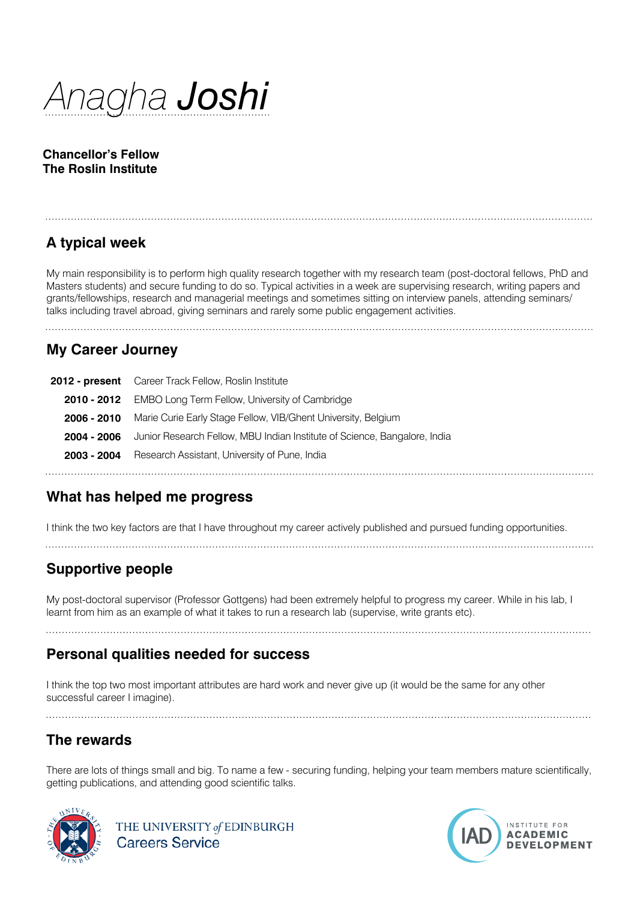# *Anagha* **Joshi**

**Chancellor's Fellow**
**The Roslin Institute**

## A typical week

My main responsibility is to perform high quality research together with my research team (post-doctoral fellows, PhD and Masters students) and secure funding to do so. Typical activities in a week are supervising research, writing papers and grants/fellowships, research and managerial meetings and sometimes sitting on interview panels, attending seminars/ talks including travel abroad, giving seminars and rarely some public engagement activities.

## My Career Journey

| | |
|---|---|
| **2012 - present** | Career Track Fellow, Roslin Institute |
| **2010 - 2012** | EMBO Long Term Fellow, University of Cambridge |
| **2006 - 2010** | Marie Curie Early Stage Fellow, VIB/Ghent University, Belgium |
| **2004 - 2006** | Junior Research Fellow, MBU Indian Institute of Science, Bangalore, India |
| **2003 - 2004** | Research Assistant, University of Pune, India |

## What has helped me progress

I think the two key factors are that I have throughout my career actively published and pursued funding opportunities.

## Supportive people

My post-doctoral supervisor (Professor Gottgens) had been extremely helpful to progress my career. While in his lab, I learnt from him as an example of what it takes to run a research lab (supervise, write grants etc).

## Personal qualities needed for success

I think the top two most important attributes are hard work and never give up (it would be the same for any other successful career I imagine).

## The rewards

There are lots of things small and big. To name a few - securing funding, helping your team members mature scientifically, getting publications, and attending good scientific talks.

THE UNIVERSITY *of* EDINBURGH Careers Service

INSTITUTE FOR ACADEMIC DEVELOPMENT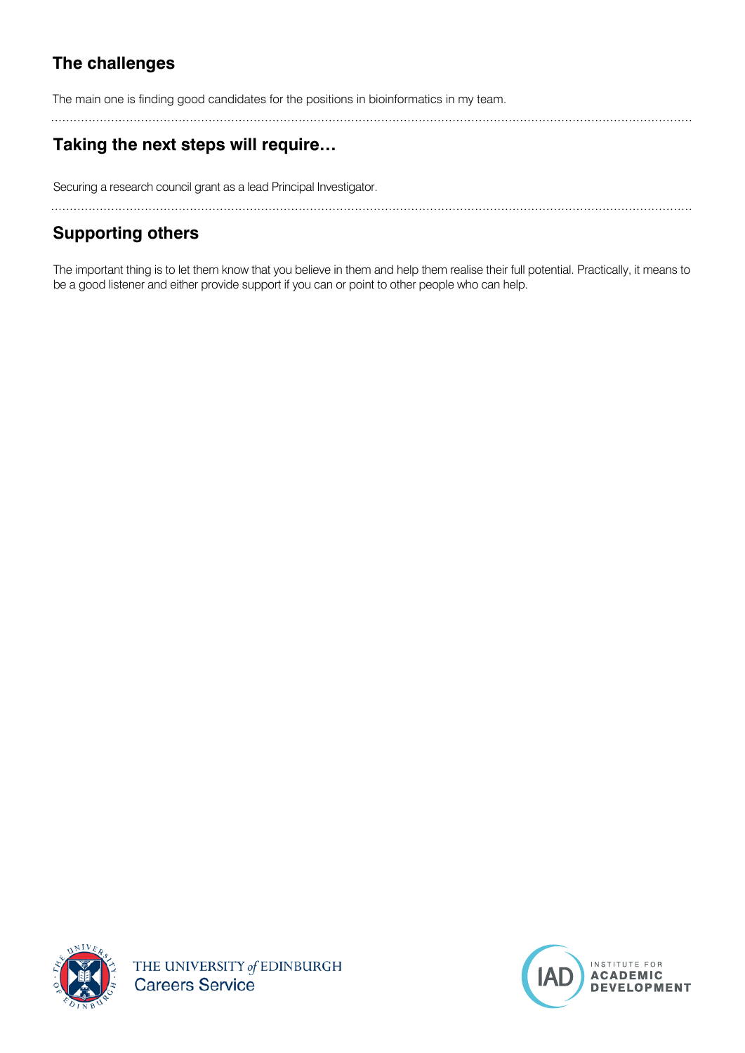## The challenges

The main one is finding good candidates for the positions in bioinformatics in my team.

## Taking the next steps will require…

Securing a research council grant as a lead Principal Investigator.

## Supporting others

The important thing is to let them know that you believe in them and help them realise their full potential. Practically, it means to be a good listener and either provide support if you can or point to other people who can help.